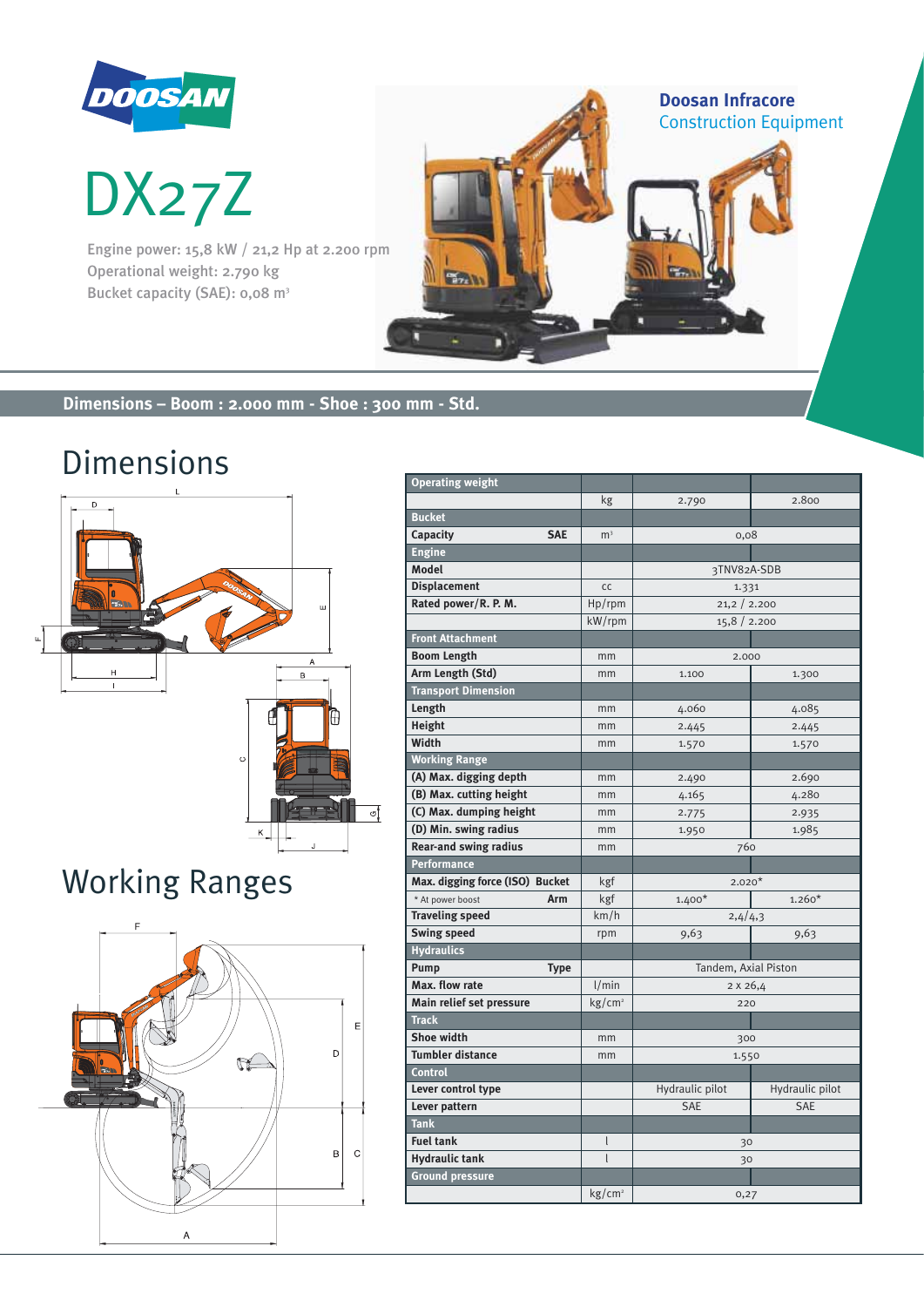DOOSAN

# DX27Z

Engine power: 15,8 kW / 21,2 Hp at 2.200 rpm
Operational weight: 2.790 kg
Bucket capacity (SAE): 0,08 m³

**Doosan Infracore**
Construction Equipment

## Dimensions – Boom : 2.000 mm - Shoe : 300 mm - Std.

## Dimensions

## Working Ranges

| Operating weight | | | |
|---|---|---|---|
| | kg | 2.790 | 2.800 |
| **Bucket** | | | |
| **Capacity** SAE | m³ | 0,08 | |
| **Engine** | | | |
| **Model** | | 3TNV82A-SDB | |
| **Displacement** | cc | 1.331 | |
| **Rated power/R. P. M.** | Hp/rpm | 21,2 / 2.200 | |
| | kW/rpm | 15,8 / 2.200 | |
| **Front Attachment** | | | |
| **Boom Length** | mm | 2.000 | |
| **Arm Length (Std)** | mm | 1.100 | 1.300 |
| **Transport Dimension** | | | |
| **Length** | mm | 4.060 | 4.085 |
| **Height** | mm | 2.445 | 2.445 |
| **Width** | mm | 1.570 | 1.570 |
| **Working Range** | | | |
| **(A) Max. digging depth** | mm | 2.490 | 2.690 |
| **(B) Max. cutting height** | mm | 4.165 | 4.280 |
| **(C) Max. dumping height** | mm | 2.775 | 2.935 |
| **(D) Min. swing radius** | mm | 1.950 | 1.985 |
| **Rear-and swing radius** | mm | 760 | |
| **Performance** | | | |
| **Max. digging force (ISO) Bucket** | kgf | 2.020* | |
| * At power boost **Arm** | kgf | 1.400* | 1.260* |
| **Traveling speed** | km/h | 2,4/4,3 | |
| **Swing speed** | rpm | 9,63 | 9,63 |
| **Hydraulics** | | | |
| **Pump** Type | | Tandem, Axial Piston | |
| **Max. flow rate** | l/min | 2 x 26,4 | |
| **Main relief set pressure** | kg/cm² | 220 | |
| **Track** | | | |
| **Shoe width** | mm | 300 | |
| **Tumbler distance** | mm | 1.550 | |
| **Control** | | | |
| **Lever control type** | | Hydraulic pilot | Hydraulic pilot |
| **Lever pattern** | | SAE | SAE |
| **Tank** | | | |
| **Fuel tank** | l | 30 | |
| **Hydraulic tank** | l | 30 | |
| **Ground pressure** | | | |
| | kg/cm² | 0,27 | |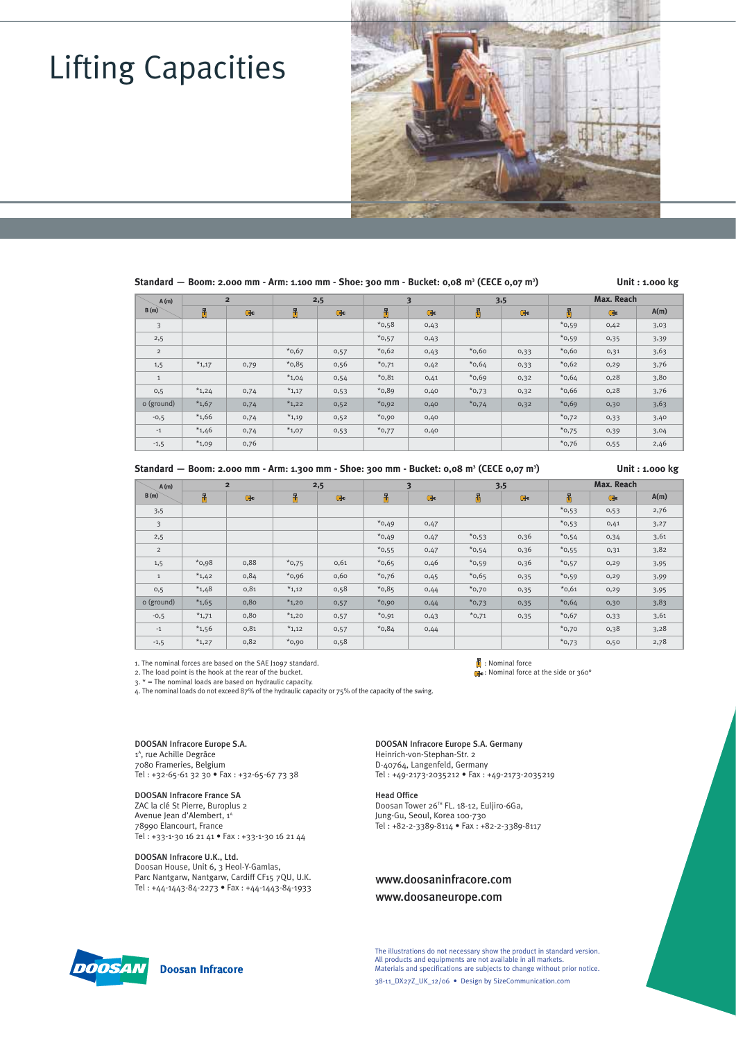# Lifting Capacities

**Standard — Boom: 2.000 mm - Arm: 1.100 mm - Shoe: 300 mm - Bucket: 0,08 m³ (CECE 0,07 m³)** **Unit : 1.000 kg**

| A (m) / B (m) | 2 | | 2,5 | | 3 | | 3,5 | | Max. Reach | | |
|---|---|---|---|---|---|---|---|---|---|---|---|
| | Nominal | Side/360° | Nominal | Side/360° | Nominal | Side/360° | Nominal | Side/360° | Nominal | Side/360° | A(m) |
| 3 | | | | | *0,58 | 0,43 | | | *0,59 | 0,42 | 3,03 |
| 2,5 | | | | | *0,57 | 0,43 | | | *0,59 | 0,35 | 3,39 |
| 2 | | | *0,67 | 0,57 | *0,62 | 0,43 | *0,60 | 0,33 | *0,60 | 0,31 | 3,63 |
| 1,5 | *1,17 | 0,79 | *0,85 | 0,56 | *0,71 | 0,42 | *0,64 | 0,33 | *0,62 | 0,29 | 3,76 |
| 1 | | | *1,04 | 0,54 | *0,81 | 0,41 | *0,69 | 0,32 | *0,64 | 0,28 | 3,80 |
| 0,5 | *1,24 | 0,74 | *1,17 | 0,53 | *0,89 | 0,40 | *0,73 | 0,32 | *0,66 | 0,28 | 3,76 |
| 0 (ground) | *1,67 | 0,74 | *1,22 | 0,52 | *0,92 | 0,40 | *0,74 | 0,32 | *0,69 | 0,30 | 3,63 |
| -0,5 | *1,66 | 0,74 | *1,19 | 0,52 | *0,90 | 0,40 | | | *0,72 | 0,33 | 3,40 |
| -1 | *1,46 | 0,74 | *1,07 | 0,53 | *0,77 | 0,40 | | | *0,75 | 0,39 | 3,04 |
| -1,5 | *1,09 | 0,76 | | | | | | | *0,76 | 0,55 | 2,46 |

**Standard — Boom: 2.000 mm - Arm: 1.300 mm - Shoe: 300 mm - Bucket: 0,08 m³ (CECE 0,07 m³)** **Unit : 1.000 kg**

| A (m) / B (m) | 2 | | 2,5 | | 3 | | 3,5 | | Max. Reach | | |
|---|---|---|---|---|---|---|---|---|---|---|---|
| | Nominal | Side/360° | Nominal | Side/360° | Nominal | Side/360° | Nominal | Side/360° | Nominal | Side/360° | A(m) |
| 3,5 | | | | | | | | | *0,53 | 0,53 | 2,76 |
| 3 | | | | | *0,49 | 0,47 | | | *0,53 | 0,41 | 3,27 |
| 2,5 | | | | | *0,49 | 0,47 | *0,53 | 0,36 | *0,54 | 0,34 | 3,61 |
| 2 | | | | | *0,55 | 0,47 | *0,54 | 0,36 | *0,55 | 0,31 | 3,82 |
| 1,5 | *0,98 | 0,88 | *0,75 | 0,61 | *0,65 | 0,46 | *0,59 | 0,36 | *0,57 | 0,29 | 3,95 |
| 1 | *1,42 | 0,84 | *0,96 | 0,60 | *0,76 | 0,45 | *0,65 | 0,35 | *0,59 | 0,29 | 3,99 |
| 0,5 | *1,48 | 0,81 | *1,12 | 0,58 | *0,85 | 0,44 | *0,70 | 0,35 | *0,61 | 0,29 | 3,95 |
| 0 (ground) | *1,65 | 0,80 | *1,20 | 0,57 | *0,90 | 0,44 | *0,73 | 0,35 | *0,64 | 0,30 | 3,83 |
| -0,5 | *1,71 | 0,80 | *1,20 | 0,57 | *0,91 | 0,43 | *0,71 | 0,35 | *0,67 | 0,33 | 3,61 |
| -1 | *1,56 | 0,81 | *1,12 | 0,57 | *0,84 | 0,44 | | | *0,70 | 0,38 | 3,28 |
| -1,5 | *1,27 | 0,82 | *0,90 | 0,58 | | | | | *0,73 | 0,50 | 2,78 |

1. The nominal forces are based on the SAE J1097 standard.
2. The load point is the hook at the rear of the bucket.
3. * = The nominal loads are based on hydraulic capacity.
4. The nominal loads do not exceed 87% of the hydraulic capacity or 75% of the capacity of the swing.

Nominal : Nominal force
Side/360° : Nominal force at the side or 360°

**DOOSAN Infracore Europe S.A.**
1A, rue Achille Degrâce
7080 Frameries, Belgium
Tel : +32-65-61 32 30 • Fax : +32-65-67 73 38

**DOOSAN Infracore France SA**
ZAC la clé St Pierre, Buroplus 2
Avenue Jean d'Alembert, 1A
78990 Elancourt, France
Tel : +33-1-30 16 21 41 • Fax : +33-1-30 16 21 44

**DOOSAN Infracore U.K., Ltd.**
Doosan House, Unit 6, 3 Heol-Y-Gamlas,
Parc Nantgarw, Nantgarw, Cardiff CF15 7QU, U.K.
Tel : +44-1443-84-2273 • Fax : +44-1443-84-1933

**DOOSAN Infracore Europe S.A. Germany**
Heinrich-von-Stephan-Str. 2
D-40764, Langenfeld, Germany
Tel : +49-2173-2035212 • Fax : +49-2173-2035219

**Head Office**
Doosan Tower 26TH FL. 18-12, Euljiro-6Ga,
Jung-Gu, Seoul, Korea 100-730
Tel : +82-2-3389-8114 • Fax : +82-2-3389-8117

www.doosaninfracore.com
www.doosaneurope.com

DOOSAN Doosan Infracore

The illustrations do not necessary show the product in standard version.
All products and equipments are not available in all markets.
Materials and specifications are subjects to change without prior notice.

38-11_DX27Z_UK_12/06 • Design by SizeCommunication.com